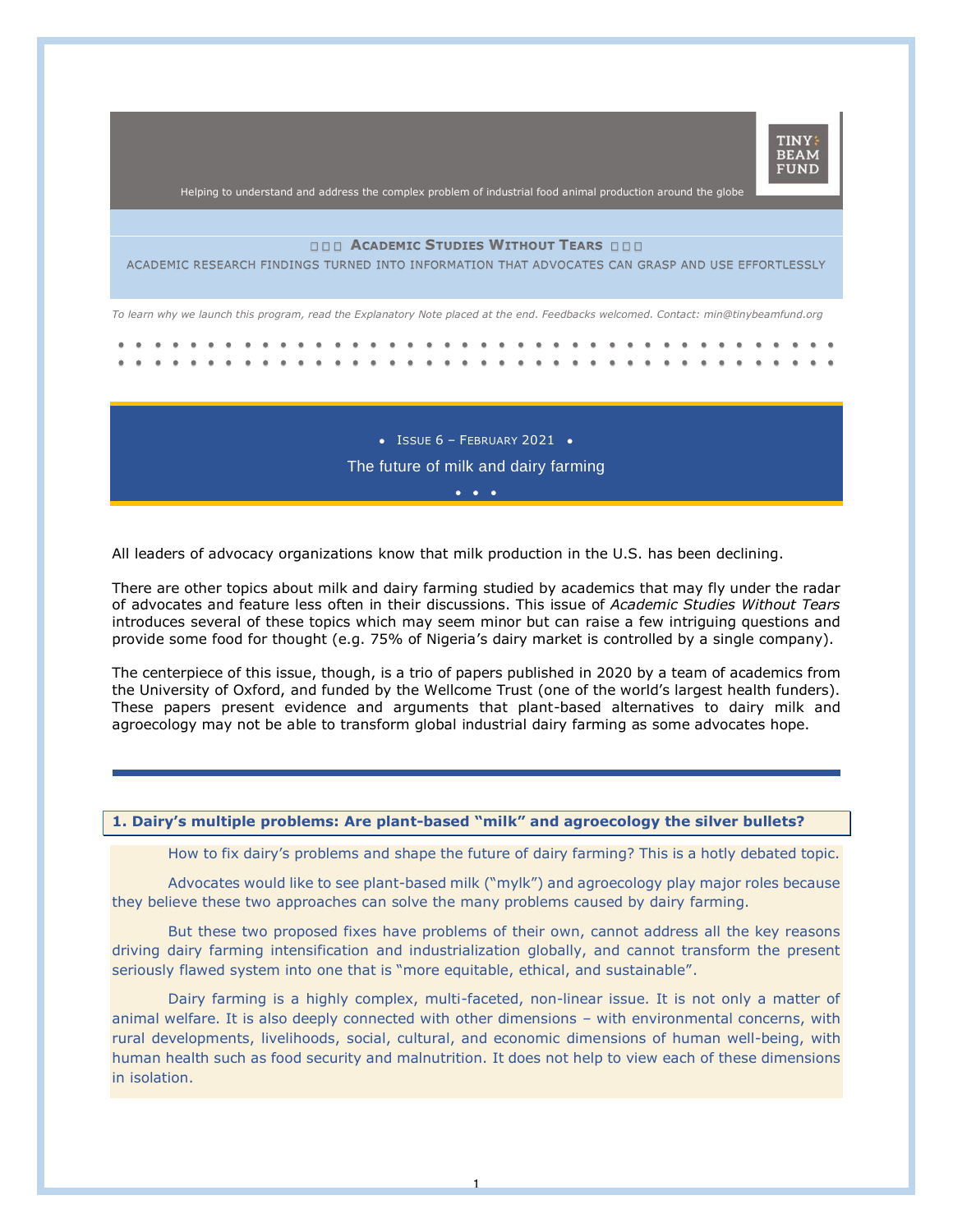TINY BEAM FUND

Helping to understand and address the complex problem of industrial food animal production around the globe

**ACADEMIC STUDIES WITHOUT TEARS**

ACADEMIC RESEARCH FINDINGS TURNED INTO INFORMATION THAT ADVOCATES CAN GRASP AND USE EFFORTLESSLY

*To learn why we launch this program, read the Explanatory Note placed at the end. Feedbacks welcomed. Contact: min@tinybeamfund.org*

• ISSUE 6 – FEBRUARY 2021 •

# The future of milk and dairy farming

All leaders of advocacy organizations know that milk production in the U.S. has been declining.

There are other topics about milk and dairy farming studied by academics that may fly under the radar of advocates and feature less often in their discussions. This issue of *Academic Studies Without Tears* introduces several of these topics which may seem minor but can raise a few intriguing questions and provide some food for thought (e.g. 75% of Nigeria's dairy market is controlled by a single company).

The centerpiece of this issue, though, is a trio of papers published in 2020 by a team of academics from the University of Oxford, and funded by the Wellcome Trust (one of the world's largest health funders). These papers present evidence and arguments that plant-based alternatives to dairy milk and agroecology may not be able to transform global industrial dairy farming as some advocates hope.

## 1. Dairy's multiple problems: Are plant-based "milk" and agroecology the silver bullets?

How to fix dairy's problems and shape the future of dairy farming? This is a hotly debated topic.

Advocates would like to see plant-based milk ("mylk") and agroecology play major roles because they believe these two approaches can solve the many problems caused by dairy farming.

But these two proposed fixes have problems of their own, cannot address all the key reasons driving dairy farming intensification and industrialization globally, and cannot transform the present seriously flawed system into one that is "more equitable, ethical, and sustainable".

Dairy farming is a highly complex, multi-faceted, non-linear issue. It is not only a matter of animal welfare. It is also deeply connected with other dimensions – with environmental concerns, with rural developments, livelihoods, social, cultural, and economic dimensions of human well-being, with human health such as food security and malnutrition. It does not help to view each of these dimensions in isolation.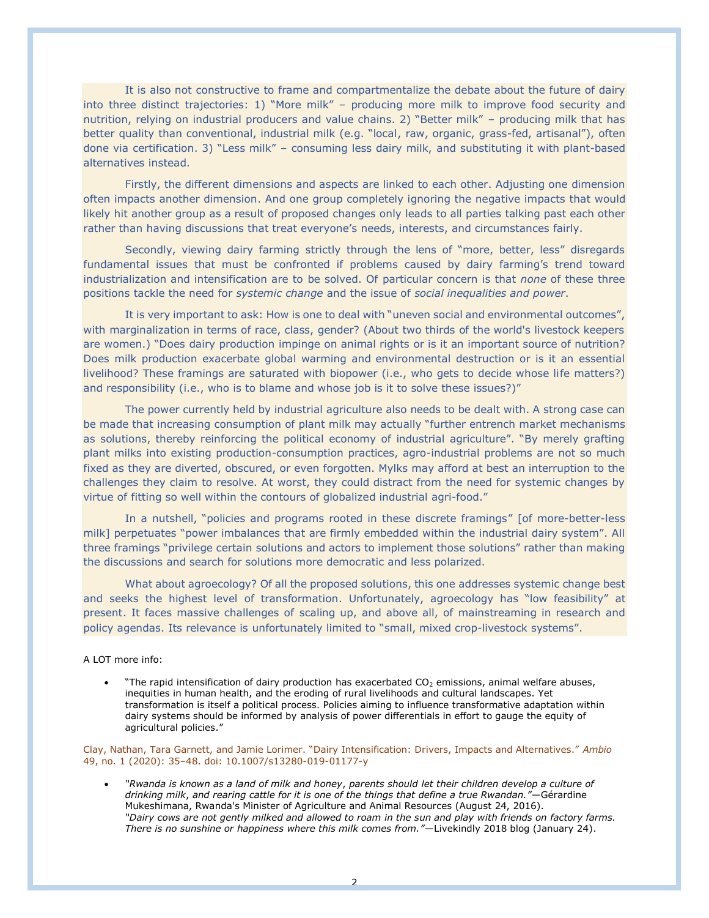It is also not constructive to frame and compartmentalize the debate about the future of dairy into three distinct trajectories: 1) "More milk" – producing more milk to improve food security and nutrition, relying on industrial producers and value chains. 2) "Better milk" – producing milk that has better quality than conventional, industrial milk (e.g. "local, raw, organic, grass-fed, artisanal"), often done via certification. 3) "Less milk" – consuming less dairy milk, and substituting it with plant-based alternatives instead.

Firstly, the different dimensions and aspects are linked to each other. Adjusting one dimension often impacts another dimension. And one group completely ignoring the negative impacts that would likely hit another group as a result of proposed changes only leads to all parties talking past each other rather than having discussions that treat everyone's needs, interests, and circumstances fairly.

Secondly, viewing dairy farming strictly through the lens of "more, better, less" disregards fundamental issues that must be confronted if problems caused by dairy farming's trend toward industrialization and intensification are to be solved. Of particular concern is that *none* of these three positions tackle the need for *systemic change* and the issue of *social inequalities and power*.

It is very important to ask: How is one to deal with "uneven social and environmental outcomes", with marginalization in terms of race, class, gender? (About two thirds of the world's livestock keepers are women.) "Does dairy production impinge on animal rights or is it an important source of nutrition? Does milk production exacerbate global warming and environmental destruction or is it an essential livelihood? These framings are saturated with biopower (i.e., who gets to decide whose life matters?) and responsibility (i.e., who is to blame and whose job is it to solve these issues?)"

The power currently held by industrial agriculture also needs to be dealt with. A strong case can be made that increasing consumption of plant milk may actually "further entrench market mechanisms as solutions, thereby reinforcing the political economy of industrial agriculture". "By merely grafting plant milks into existing production-consumption practices, agro-industrial problems are not so much fixed as they are diverted, obscured, or even forgotten. Mylks may afford at best an interruption to the challenges they claim to resolve. At worst, they could distract from the need for systemic changes by virtue of fitting so well within the contours of globalized industrial agri-food."

In a nutshell, "policies and programs rooted in these discrete framings" [of more-better-less milk] perpetuates "power imbalances that are firmly embedded within the industrial dairy system". All three framings "privilege certain solutions and actors to implement those solutions" rather than making the discussions and search for solutions more democratic and less polarized.

What about agroecology? Of all the proposed solutions, this one addresses systemic change best and seeks the highest level of transformation. Unfortunately, agroecology has "low feasibility" at present. It faces massive challenges of scaling up, and above all, of mainstreaming in research and policy agendas. Its relevance is unfortunately limited to "small, mixed crop-livestock systems".

A LOT more info:

- "The rapid intensification of dairy production has exacerbated $CO_2$ emissions, animal welfare abuses, inequities in human health, and the eroding of rural livelihoods and cultural landscapes. Yet transformation is itself a political process. Policies aiming to influence transformative adaptation within dairy systems should be informed by analysis of power differentials in effort to gauge the equity of agricultural policies."

Clay, Nathan, Tara Garnett, and Jamie Lorimer. "Dairy Intensification: Drivers, Impacts and Alternatives." *Ambio* 49, no. 1 (2020): 35–48. doi: 10.1007/s13280-019-01177-y

- *"Rwanda is known as a land of milk and honey, parents should let their children develop a culture of drinking milk, and rearing cattle for it is one of the things that define a true Rwandan."*—Gérardine Mukeshimana, Rwanda's Minister of Agriculture and Animal Resources (August 24, 2016).
*"Dairy cows are not gently milked and allowed to roam in the sun and play with friends on factory farms. There is no sunshine or happiness where this milk comes from."*—Livekindly 2018 blog (January 24).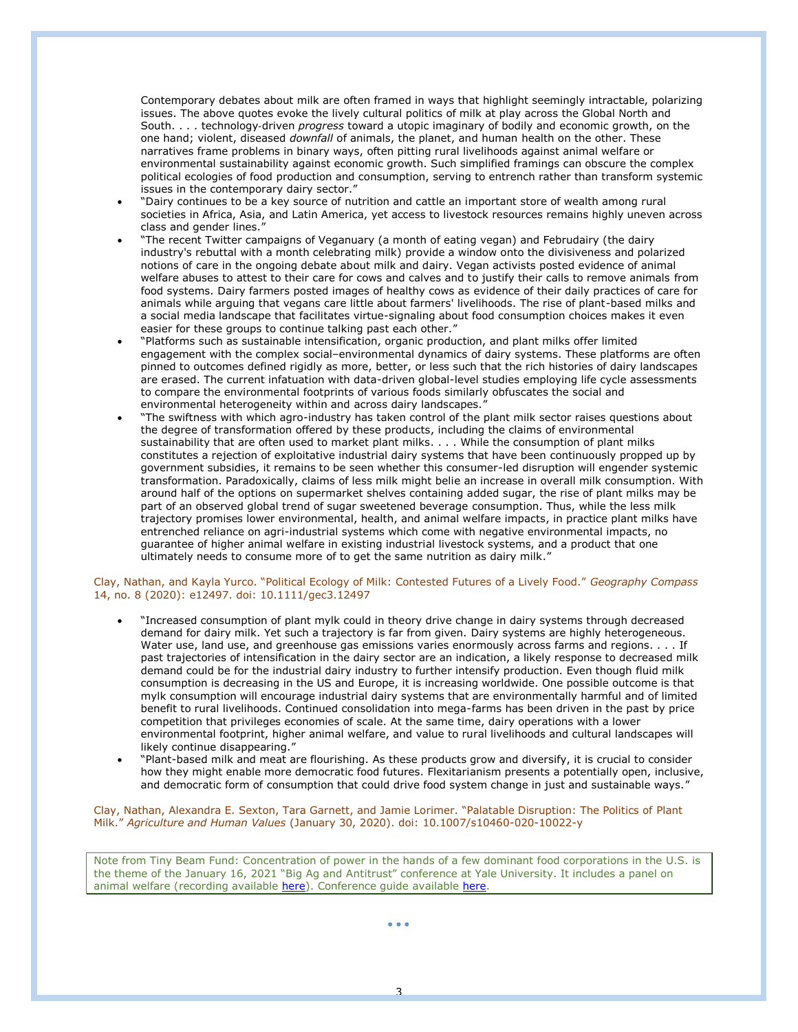Contemporary debates about milk are often framed in ways that highlight seemingly intractable, polarizing issues. The above quotes evoke the lively cultural politics of milk at play across the Global North and South. . . . technology-driven *progress* toward a utopic imaginary of bodily and economic growth, on the one hand; violent, diseased *downfall* of animals, the planet, and human health on the other. These narratives frame problems in binary ways, often pitting rural livelihoods against animal welfare or environmental sustainability against economic growth. Such simplified framings can obscure the complex political ecologies of food production and consumption, serving to entrench rather than transform systemic issues in the contemporary dairy sector."

- "Dairy continues to be a key source of nutrition and cattle an important store of wealth among rural societies in Africa, Asia, and Latin America, yet access to livestock resources remains highly uneven across class and gender lines."
- "The recent Twitter campaigns of Veganuary (a month of eating vegan) and Februdairy (the dairy industry's rebuttal with a month celebrating milk) provide a window onto the divisiveness and polarized notions of care in the ongoing debate about milk and dairy. Vegan activists posted evidence of animal welfare abuses to attest to their care for cows and calves and to justify their calls to remove animals from food systems. Dairy farmers posted images of healthy cows as evidence of their daily practices of care for animals while arguing that vegans care little about farmers' livelihoods. The rise of plant-based milks and a social media landscape that facilitates virtue-signaling about food consumption choices makes it even easier for these groups to continue talking past each other."
- "Platforms such as sustainable intensification, organic production, and plant milks offer limited engagement with the complex social–environmental dynamics of dairy systems. These platforms are often pinned to outcomes defined rigidly as more, better, or less such that the rich histories of dairy landscapes are erased. The current infatuation with data-driven global-level studies employing life cycle assessments to compare the environmental footprints of various foods similarly obfuscates the social and environmental heterogeneity within and across dairy landscapes."
- "The swiftness with which agro-industry has taken control of the plant milk sector raises questions about the degree of transformation offered by these products, including the claims of environmental sustainability that are often used to market plant milks. . . . While the consumption of plant milks constitutes a rejection of exploitative industrial dairy systems that have been continuously propped up by government subsidies, it remains to be seen whether this consumer-led disruption will engender systemic transformation. Paradoxically, claims of less milk might belie an increase in overall milk consumption. With around half of the options on supermarket shelves containing added sugar, the rise of plant milks may be part of an observed global trend of sugar sweetened beverage consumption. Thus, while the less milk trajectory promises lower environmental, health, and animal welfare impacts, in practice plant milks have entrenched reliance on agri-industrial systems which come with negative environmental impacts, no guarantee of higher animal welfare in existing industrial livestock systems, and a product that one ultimately needs to consume more of to get the same nutrition as dairy milk."

Clay, Nathan, and Kayla Yurco. "Political Ecology of Milk: Contested Futures of a Lively Food." *Geography Compass* 14, no. 8 (2020): e12497. doi: 10.1111/gec3.12497

- "Increased consumption of plant mylk could in theory drive change in dairy systems through decreased demand for dairy milk. Yet such a trajectory is far from given. Dairy systems are highly heterogeneous. Water use, land use, and greenhouse gas emissions varies enormously across farms and regions. . . . If past trajectories of intensification in the dairy sector are an indication, a likely response to decreased milk demand could be for the industrial dairy industry to further intensify production. Even though fluid milk consumption is decreasing in the US and Europe, it is increasing worldwide. One possible outcome is that mylk consumption will encourage industrial dairy systems that are environmentally harmful and of limited benefit to rural livelihoods. Continued consolidation into mega-farms has been driven in the past by price competition that privileges economies of scale. At the same time, dairy operations with a lower environmental footprint, higher animal welfare, and value to rural livelihoods and cultural landscapes will likely continue disappearing."
- "Plant-based milk and meat are flourishing. As these products grow and diversify, it is crucial to consider how they might enable more democratic food futures. Flexitarianism presents a potentially open, inclusive, and democratic form of consumption that could drive food system change in just and sustainable ways."

Clay, Nathan, Alexandra E. Sexton, Tara Garnett, and Jamie Lorimer. "Palatable Disruption: The Politics of Plant Milk." *Agriculture and Human Values* (January 30, 2020). doi: 10.1007/s10460-020-10022-y

> Note from Tiny Beam Fund: Concentration of power in the hands of a few dominant food corporations in the U.S. is the theme of the January 16, 2021 "Big Ag and Antitrust" conference at Yale University. It includes a panel on animal welfare (recording available here). Conference guide available here.

• • •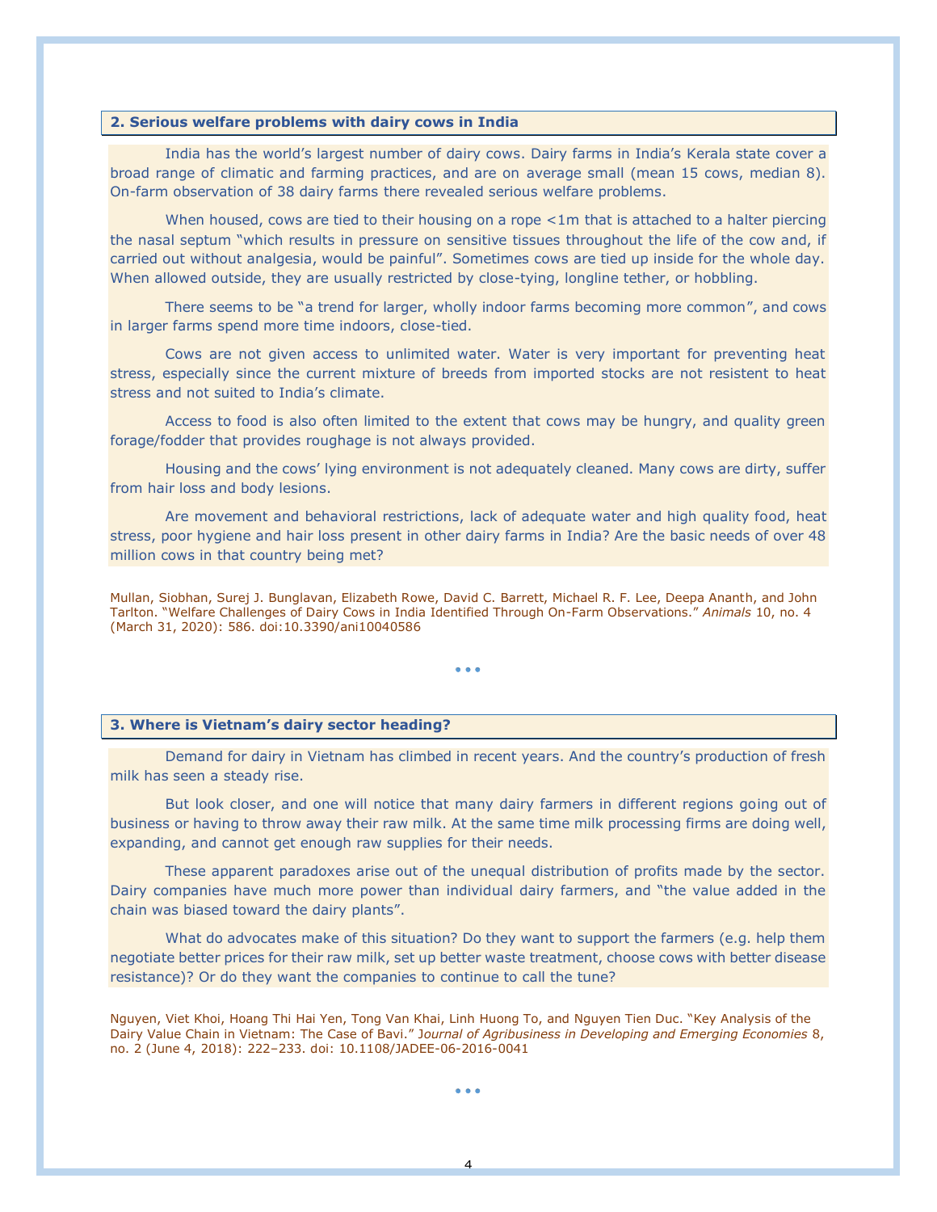## 2. Serious welfare problems with dairy cows in India

India has the world's largest number of dairy cows. Dairy farms in India's Kerala state cover a broad range of climatic and farming practices, and are on average small (mean 15 cows, median 8). On-farm observation of 38 dairy farms there revealed serious welfare problems.

When housed, cows are tied to their housing on a rope <1m that is attached to a halter piercing the nasal septum "which results in pressure on sensitive tissues throughout the life of the cow and, if carried out without analgesia, would be painful". Sometimes cows are tied up inside for the whole day. When allowed outside, they are usually restricted by close-tying, longline tether, or hobbling.

There seems to be "a trend for larger, wholly indoor farms becoming more common", and cows in larger farms spend more time indoors, close-tied.

Cows are not given access to unlimited water. Water is very important for preventing heat stress, especially since the current mixture of breeds from imported stocks are not resistent to heat stress and not suited to India's climate.

Access to food is also often limited to the extent that cows may be hungry, and quality green forage/fodder that provides roughage is not always provided.

Housing and the cows' lying environment is not adequately cleaned. Many cows are dirty, suffer from hair loss and body lesions.

Are movement and behavioral restrictions, lack of adequate water and high quality food, heat stress, poor hygiene and hair loss present in other dairy farms in India? Are the basic needs of over 48 million cows in that country being met?

Mullan, Siobhan, Surej J. Bunglavan, Elizabeth Rowe, David C. Barrett, Michael R. F. Lee, Deepa Ananth, and John Tarlton. "Welfare Challenges of Dairy Cows in India Identified Through On-Farm Observations." *Animals* 10, no. 4 (March 31, 2020): 586. doi:10.3390/ani10040586

• • •

## 3. Where is Vietnam's dairy sector heading?

Demand for dairy in Vietnam has climbed in recent years. And the country's production of fresh milk has seen a steady rise.

But look closer, and one will notice that many dairy farmers in different regions going out of business or having to throw away their raw milk. At the same time milk processing firms are doing well, expanding, and cannot get enough raw supplies for their needs.

These apparent paradoxes arise out of the unequal distribution of profits made by the sector. Dairy companies have much more power than individual dairy farmers, and "the value added in the chain was biased toward the dairy plants".

What do advocates make of this situation? Do they want to support the farmers (e.g. help them negotiate better prices for their raw milk, set up better waste treatment, choose cows with better disease resistance)? Or do they want the companies to continue to call the tune?

Nguyen, Viet Khoi, Hoang Thi Hai Yen, Tong Van Khai, Linh Huong To, and Nguyen Tien Duc. "Key Analysis of the Dairy Value Chain in Vietnam: The Case of Bavi." *Journal of Agribusiness in Developing and Emerging Economies* 8, no. 2 (June 4, 2018): 222–233. doi: 10.1108/JADEE-06-2016-0041

• • •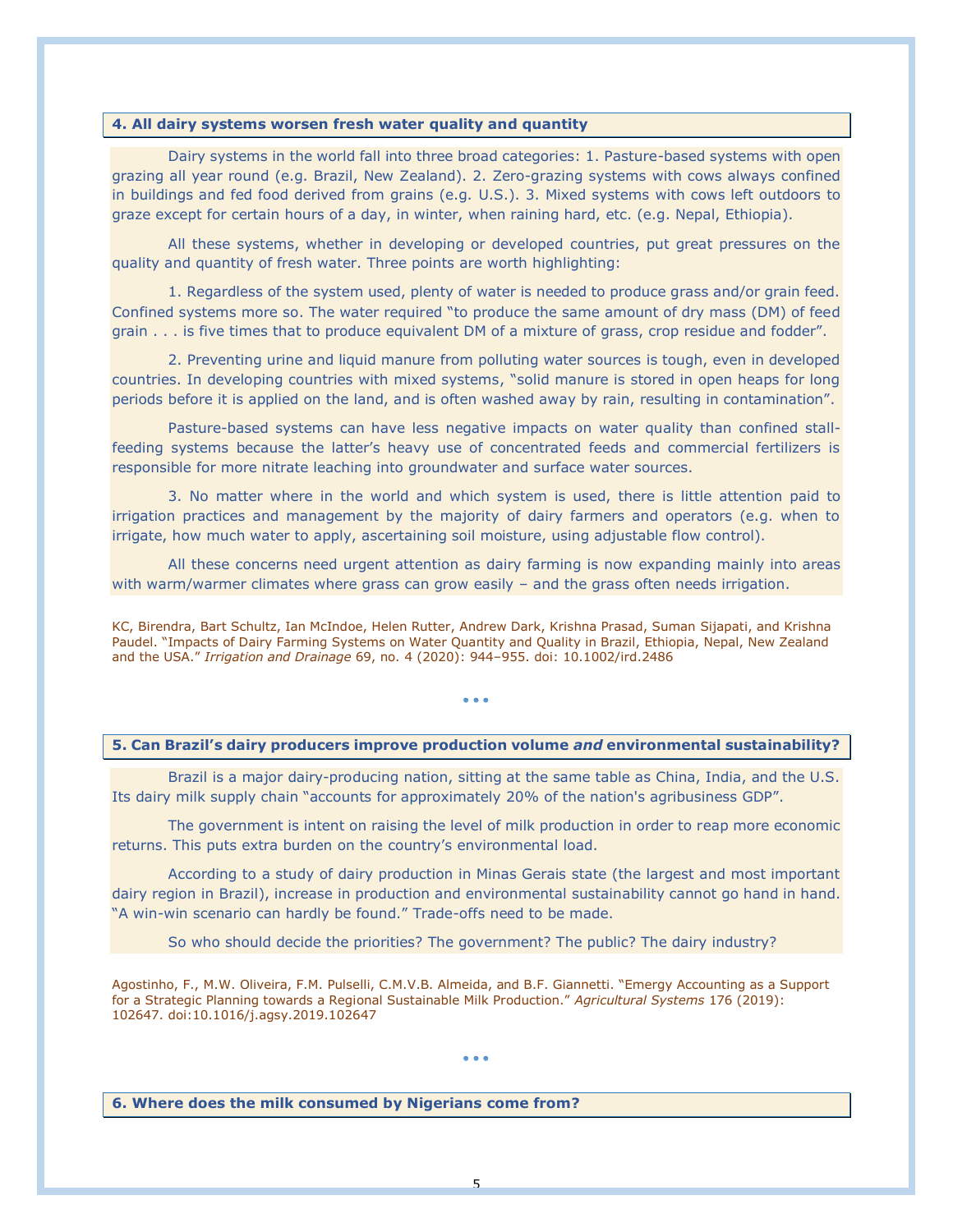## 4. All dairy systems worsen fresh water quality and quantity

Dairy systems in the world fall into three broad categories: 1. Pasture-based systems with open grazing all year round (e.g. Brazil, New Zealand). 2. Zero-grazing systems with cows always confined in buildings and fed food derived from grains (e.g. U.S.). 3. Mixed systems with cows left outdoors to graze except for certain hours of a day, in winter, when raining hard, etc. (e.g. Nepal, Ethiopia).

All these systems, whether in developing or developed countries, put great pressures on the quality and quantity of fresh water. Three points are worth highlighting:

1. Regardless of the system used, plenty of water is needed to produce grass and/or grain feed. Confined systems more so. The water required "to produce the same amount of dry mass (DM) of feed grain . . . is five times that to produce equivalent DM of a mixture of grass, crop residue and fodder".

2. Preventing urine and liquid manure from polluting water sources is tough, even in developed countries. In developing countries with mixed systems, "solid manure is stored in open heaps for long periods before it is applied on the land, and is often washed away by rain, resulting in contamination".

Pasture-based systems can have less negative impacts on water quality than confined stall-feeding systems because the latter's heavy use of concentrated feeds and commercial fertilizers is responsible for more nitrate leaching into groundwater and surface water sources.

3. No matter where in the world and which system is used, there is little attention paid to irrigation practices and management by the majority of dairy farmers and operators (e.g. when to irrigate, how much water to apply, ascertaining soil moisture, using adjustable flow control).

All these concerns need urgent attention as dairy farming is now expanding mainly into areas with warm/warmer climates where grass can grow easily – and the grass often needs irrigation.

KC, Birendra, Bart Schultz, Ian McIndoe, Helen Rutter, Andrew Dark, Krishna Prasad, Suman Sijapati, and Krishna Paudel. "Impacts of Dairy Farming Systems on Water Quantity and Quality in Brazil, Ethiopia, Nepal, New Zealand and the USA." *Irrigation and Drainage* 69, no. 4 (2020): 944–955. doi: 10.1002/ird.2486

• • •

## 5. Can Brazil's dairy producers improve production volume *and* environmental sustainability?

Brazil is a major dairy-producing nation, sitting at the same table as China, India, and the U.S. Its dairy milk supply chain "accounts for approximately 20% of the nation's agribusiness GDP".

The government is intent on raising the level of milk production in order to reap more economic returns. This puts extra burden on the country's environmental load.

According to a study of dairy production in Minas Gerais state (the largest and most important dairy region in Brazil), increase in production and environmental sustainability cannot go hand in hand. "A win-win scenario can hardly be found." Trade-offs need to be made.

So who should decide the priorities? The government? The public? The dairy industry?

Agostinho, F., M.W. Oliveira, F.M. Pulselli, C.M.V.B. Almeida, and B.F. Giannetti. "Emergy Accounting as a Support for a Strategic Planning towards a Regional Sustainable Milk Production." *Agricultural Systems* 176 (2019): 102647. doi:10.1016/j.agsy.2019.102647

• • •

## 6. Where does the milk consumed by Nigerians come from?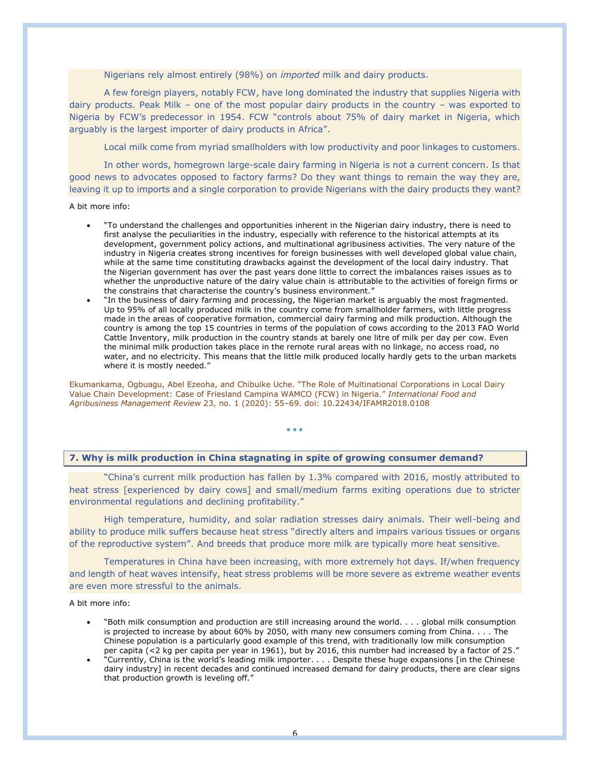Nigerians rely almost entirely (98%) on *imported* milk and dairy products.

A few foreign players, notably FCW, have long dominated the industry that supplies Nigeria with dairy products. Peak Milk – one of the most popular dairy products in the country – was exported to Nigeria by FCW's predecessor in 1954. FCW "controls about 75% of dairy market in Nigeria, which arguably is the largest importer of dairy products in Africa".

Local milk come from myriad smallholders with low productivity and poor linkages to customers.

In other words, homegrown large-scale dairy farming in Nigeria is not a current concern. Is that good news to advocates opposed to factory farms? Do they want things to remain the way they are, leaving it up to imports and a single corporation to provide Nigerians with the dairy products they want?

A bit more info:

- "To understand the challenges and opportunities inherent in the Nigerian dairy industry, there is need to first analyse the peculiarities in the industry, especially with reference to the historical attempts at its development, government policy actions, and multinational agribusiness activities. The very nature of the industry in Nigeria creates strong incentives for foreign businesses with well developed global value chain, while at the same time constituting drawbacks against the development of the local dairy industry. That the Nigerian government has over the past years done little to correct the imbalances raises issues as to whether the unproductive nature of the dairy value chain is attributable to the activities of foreign firms or the constrains that characterise the country's business environment."
- "In the business of dairy farming and processing, the Nigerian market is arguably the most fragmented. Up to 95% of all locally produced milk in the country come from smallholder farmers, with little progress made in the areas of cooperative formation, commercial dairy farming and milk production. Although the country is among the top 15 countries in terms of the population of cows according to the 2013 FAO World Cattle Inventory, milk production in the country stands at barely one litre of milk per day per cow. Even the minimal milk production takes place in the remote rural areas with no linkage, no access road, no water, and no electricity. This means that the little milk produced locally hardly gets to the urban markets where it is mostly needed."

Ekumankama, Ogbuagu, Abel Ezeoha, and Chibuike Uche. "The Role of Multinational Corporations in Local Dairy Value Chain Development: Case of Friesland Campina WAMCO (FCW) in Nigeria." *International Food and Agribusiness Management Review* 23, no. 1 (2020): 55–69. doi: 10.22434/IFAMR2018.0108

• • •

### 7. Why is milk production in China stagnating in spite of growing consumer demand?

"China's current milk production has fallen by 1.3% compared with 2016, mostly attributed to heat stress [experienced by dairy cows] and small/medium farms exiting operations due to stricter environmental regulations and declining profitability."

High temperature, humidity, and solar radiation stresses dairy animals. Their well-being and ability to produce milk suffers because heat stress "directly alters and impairs various tissues or organs of the reproductive system". And breeds that produce more milk are typically more heat sensitive.

Temperatures in China have been increasing, with more extremely hot days. If/when frequency and length of heat waves intensify, heat stress problems will be more severe as extreme weather events are even more stressful to the animals.

A bit more info:

- "Both milk consumption and production are still increasing around the world. . . . global milk consumption is projected to increase by about 60% by 2050, with many new consumers coming from China. . . . The Chinese population is a particularly good example of this trend, with traditionally low milk consumption per capita (<2 kg per capita per year in 1961), but by 2016, this number had increased by a factor of 25."
- "Currently, China is the world's leading milk importer. . . . Despite these huge expansions [in the Chinese dairy industry] in recent decades and continued increased demand for dairy products, there are clear signs that production growth is leveling off."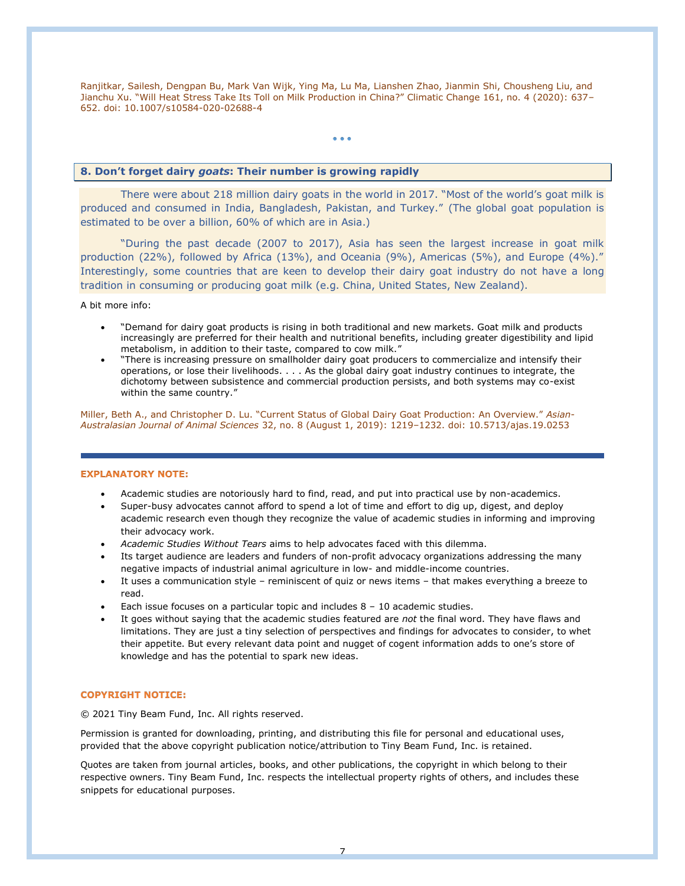Ranjitkar, Sailesh, Dengpan Bu, Mark Van Wijk, Ying Ma, Lu Ma, Lianshen Zhao, Jianmin Shi, Chousheng Liu, and Jianchu Xu. "Will Heat Stress Take Its Toll on Milk Production in China?" Climatic Change 161, no. 4 (2020): 637–652. doi: 10.1007/s10584-020-02688-4

• • •

## 8. Don't forget dairy *goats*: Their number is growing rapidly

There were about 218 million dairy goats in the world in 2017. "Most of the world's goat milk is produced and consumed in India, Bangladesh, Pakistan, and Turkey." (The global goat population is estimated to be over a billion, 60% of which are in Asia.)

"During the past decade (2007 to 2017), Asia has seen the largest increase in goat milk production (22%), followed by Africa (13%), and Oceania (9%), Americas (5%), and Europe (4%)." Interestingly, some countries that are keen to develop their dairy goat industry do not have a long tradition in consuming or producing goat milk (e.g. China, United States, New Zealand).

A bit more info:

- "Demand for dairy goat products is rising in both traditional and new markets. Goat milk and products increasingly are preferred for their health and nutritional benefits, including greater digestibility and lipid metabolism, in addition to their taste, compared to cow milk."
- "There is increasing pressure on smallholder dairy goat producers to commercialize and intensify their operations, or lose their livelihoods. . . . As the global dairy goat industry continues to integrate, the dichotomy between subsistence and commercial production persists, and both systems may co-exist within the same country."

Miller, Beth A., and Christopher D. Lu. "Current Status of Global Dairy Goat Production: An Overview." *Asian-Australasian Journal of Animal Sciences* 32, no. 8 (August 1, 2019): 1219–1232. doi: 10.5713/ajas.19.0253

---

**EXPLANATORY NOTE:**

- Academic studies are notoriously hard to find, read, and put into practical use by non-academics.
- Super-busy advocates cannot afford to spend a lot of time and effort to dig up, digest, and deploy academic research even though they recognize the value of academic studies in informing and improving their advocacy work.
- *Academic Studies Without Tears* aims to help advocates faced with this dilemma.
- Its target audience are leaders and funders of non-profit advocacy organizations addressing the many negative impacts of industrial animal agriculture in low- and middle-income countries.
- It uses a communication style – reminiscent of quiz or news items – that makes everything a breeze to read.
- Each issue focuses on a particular topic and includes 8 – 10 academic studies.
- It goes without saying that the academic studies featured are *not* the final word. They have flaws and limitations. They are just a tiny selection of perspectives and findings for advocates to consider, to whet their appetite. But every relevant data point and nugget of cogent information adds to one's store of knowledge and has the potential to spark new ideas.

**COPYRIGHT NOTICE:**

© 2021 Tiny Beam Fund, Inc. All rights reserved.

Permission is granted for downloading, printing, and distributing this file for personal and educational uses, provided that the above copyright publication notice/attribution to Tiny Beam Fund, Inc. is retained.

Quotes are taken from journal articles, books, and other publications, the copyright in which belong to their respective owners. Tiny Beam Fund, Inc. respects the intellectual property rights of others, and includes these snippets for educational purposes.